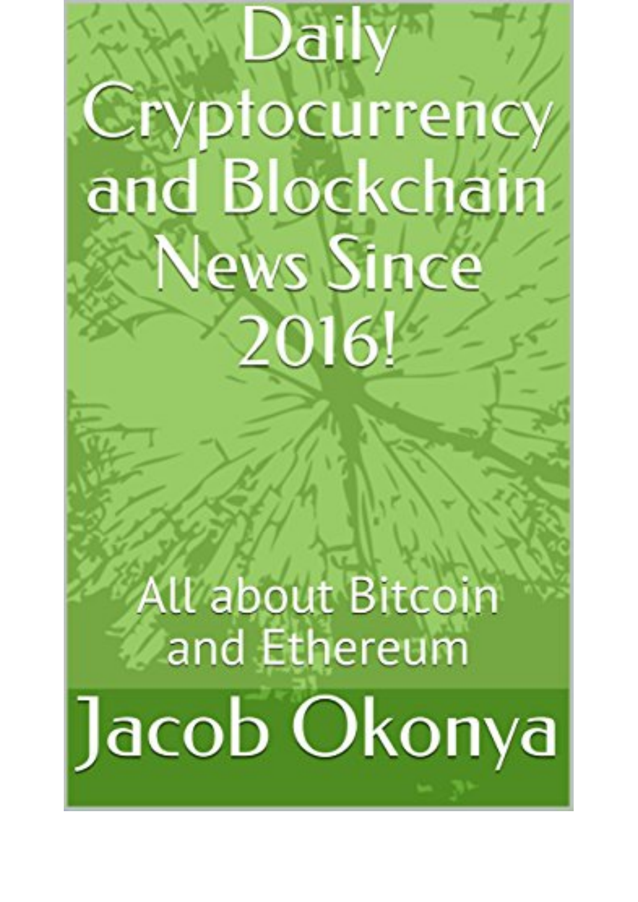# Daily Cryptocurrency and Blockchain News Since 2016!

## All about Bitcoin and Ethereum

Jacob Okonya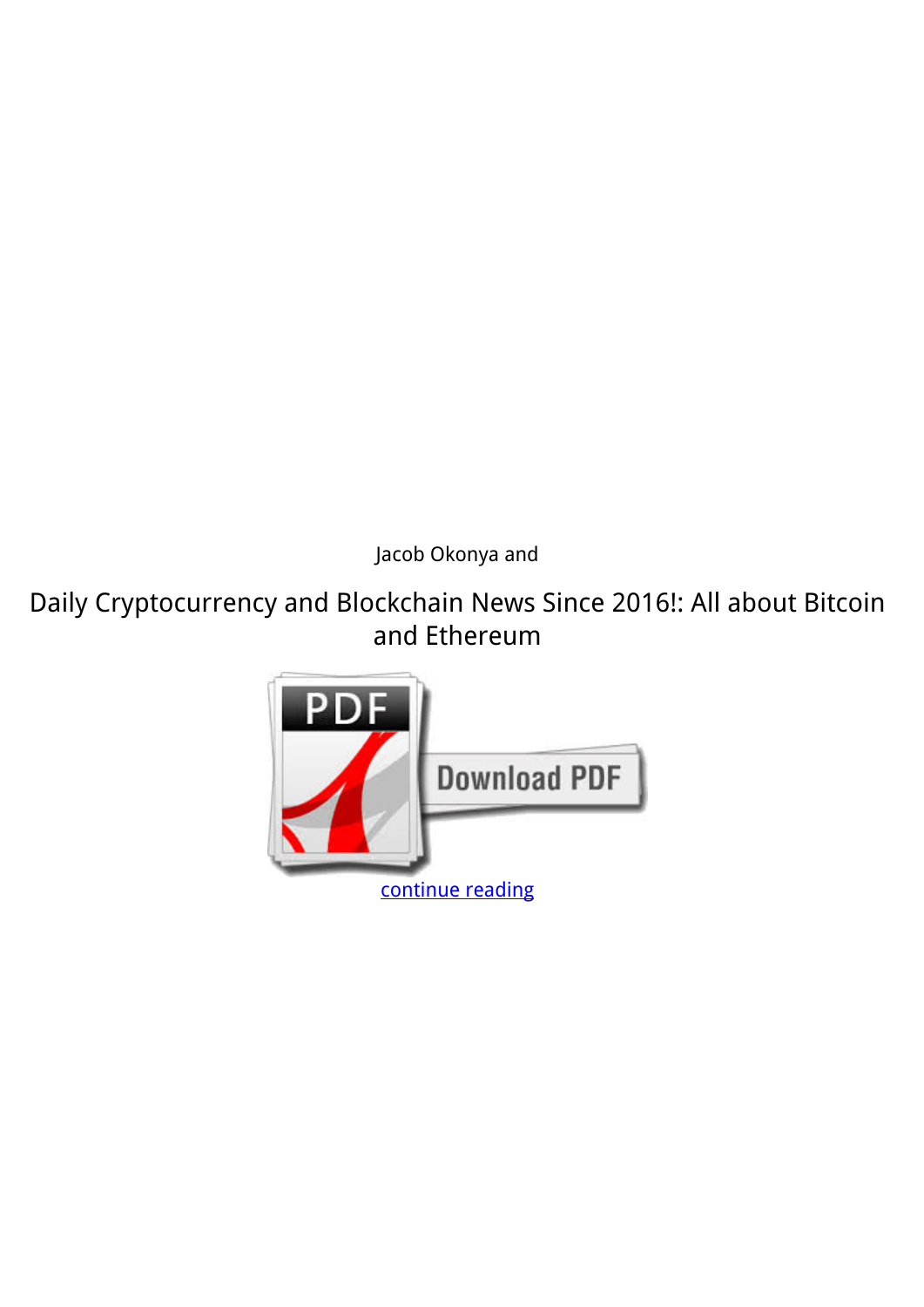Jacob Okonya and

Daily Cryptocurrency and Blockchain News Since 2016!: All about Bitcoin and Ethereum

continue reading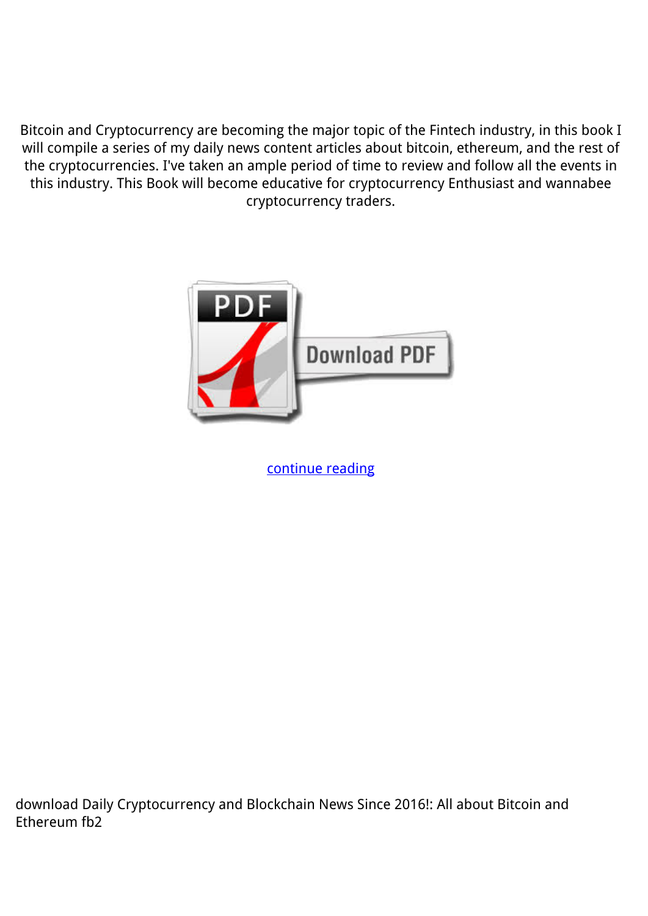Bitcoin and Cryptocurrency are becoming the major topic of the Fintech industry, in this book I will compile a series of my daily news content articles about bitcoin, ethereum, and the rest of the cryptocurrencies. I've taken an ample period of time to review and follow all the events in this industry. This Book will become educative for cryptocurrency Enthusiast and wannabee cryptocurrency traders.

continue reading

download Daily Cryptocurrency and Blockchain News Since 2016!: All about Bitcoin and Ethereum fb2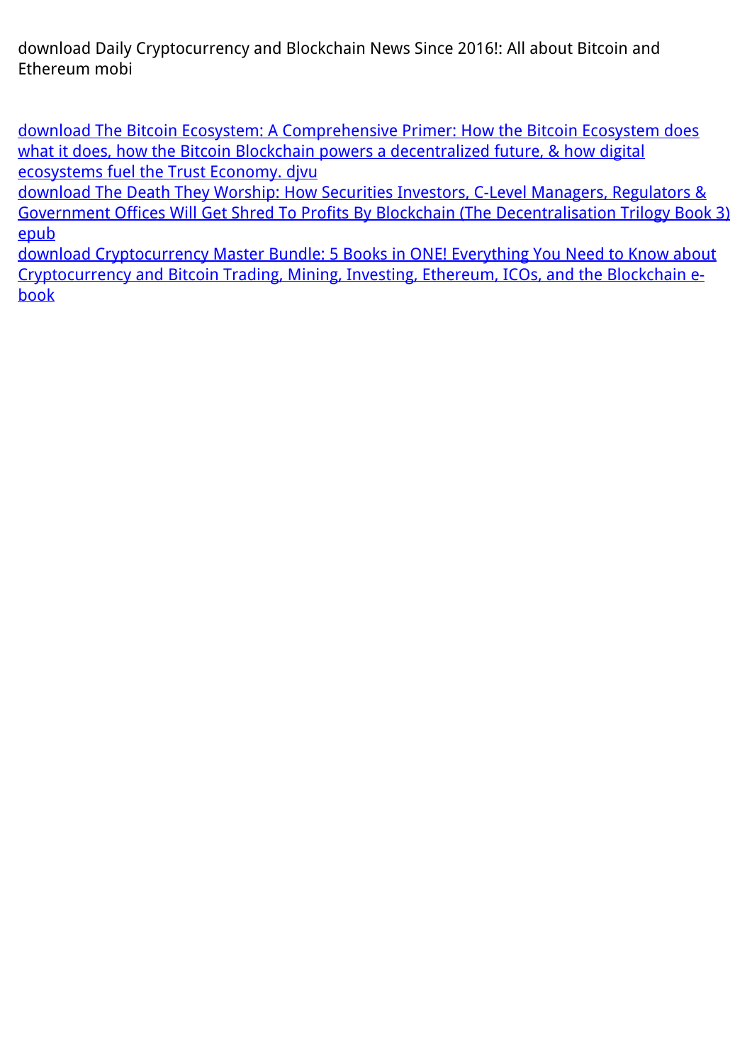download Daily Cryptocurrency and Blockchain News Since 2016!: All about Bitcoin and Ethereum mobi

download The Bitcoin Ecosystem: A Comprehensive Primer: How the Bitcoin Ecosystem does what it does, how the Bitcoin Blockchain powers a decentralized future, & how digital ecosystems fuel the Trust Economy. djvu
download The Death They Worship: How Securities Investors, C-Level Managers, Regulators & Government Offices Will Get Shred To Profits By Blockchain (The Decentralisation Trilogy Book 3) epub
download Cryptocurrency Master Bundle: 5 Books in ONE! Everything You Need to Know about Cryptocurrency and Bitcoin Trading, Mining, Investing, Ethereum, ICOs, and the Blockchain e-book